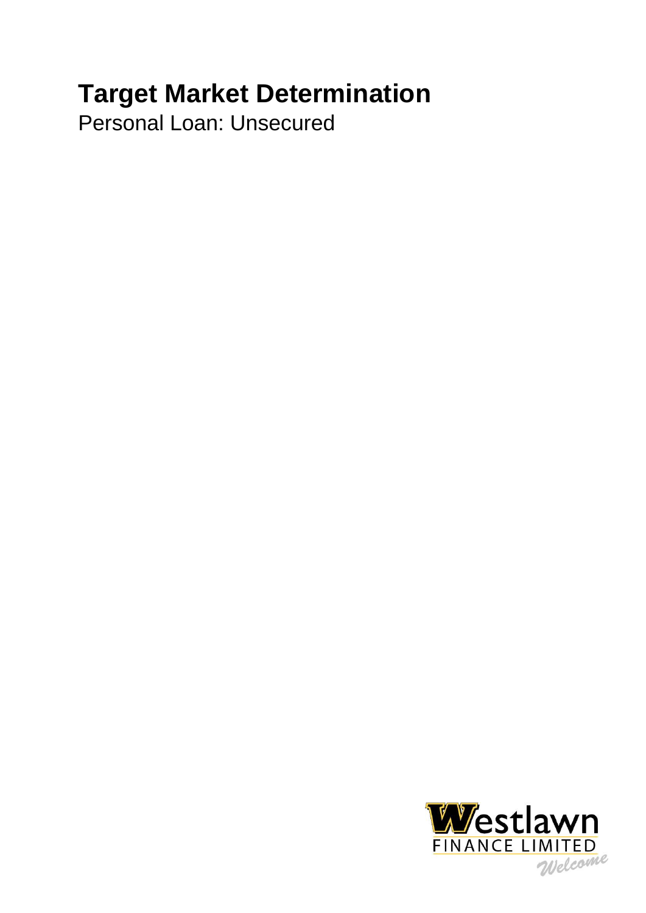# Target Market Determination

Personal Loan: Unsecured

Westlawn FINANCE LIMITED Welcome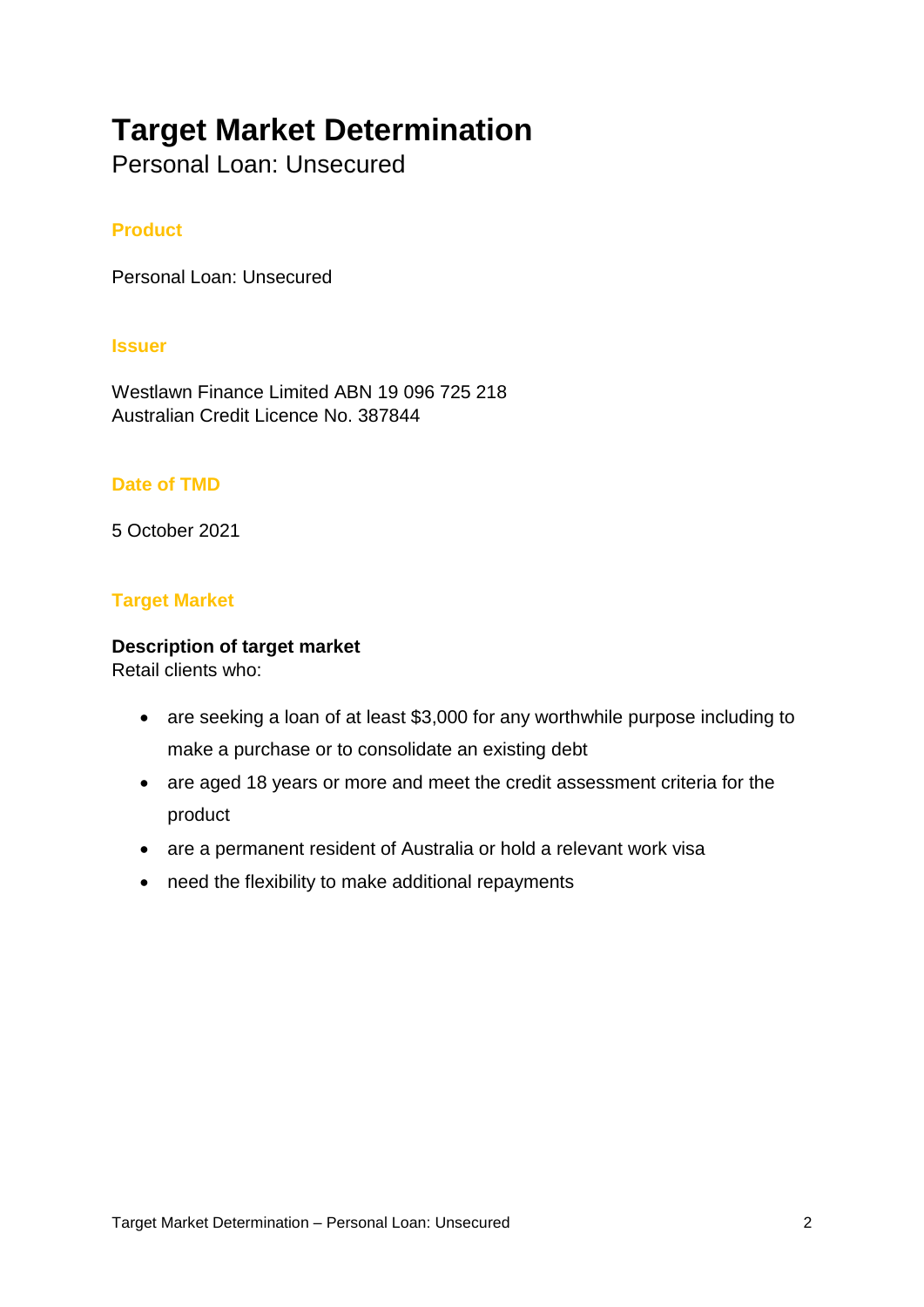# Target Market Determination

Personal Loan: Unsecured

## Product

Personal Loan: Unsecured

## Issuer

Westlawn Finance Limited ABN 19 096 725 218
Australian Credit Licence No. 387844

## Date of TMD

5 October 2021

## Target Market

**Description of target market**
Retail clients who:

- are seeking a loan of at least $3,000 for any worthwhile purpose including to make a purchase or to consolidate an existing debt
- are aged 18 years or more and meet the credit assessment criteria for the product
- are a permanent resident of Australia or hold a relevant work visa
- need the flexibility to make additional repayments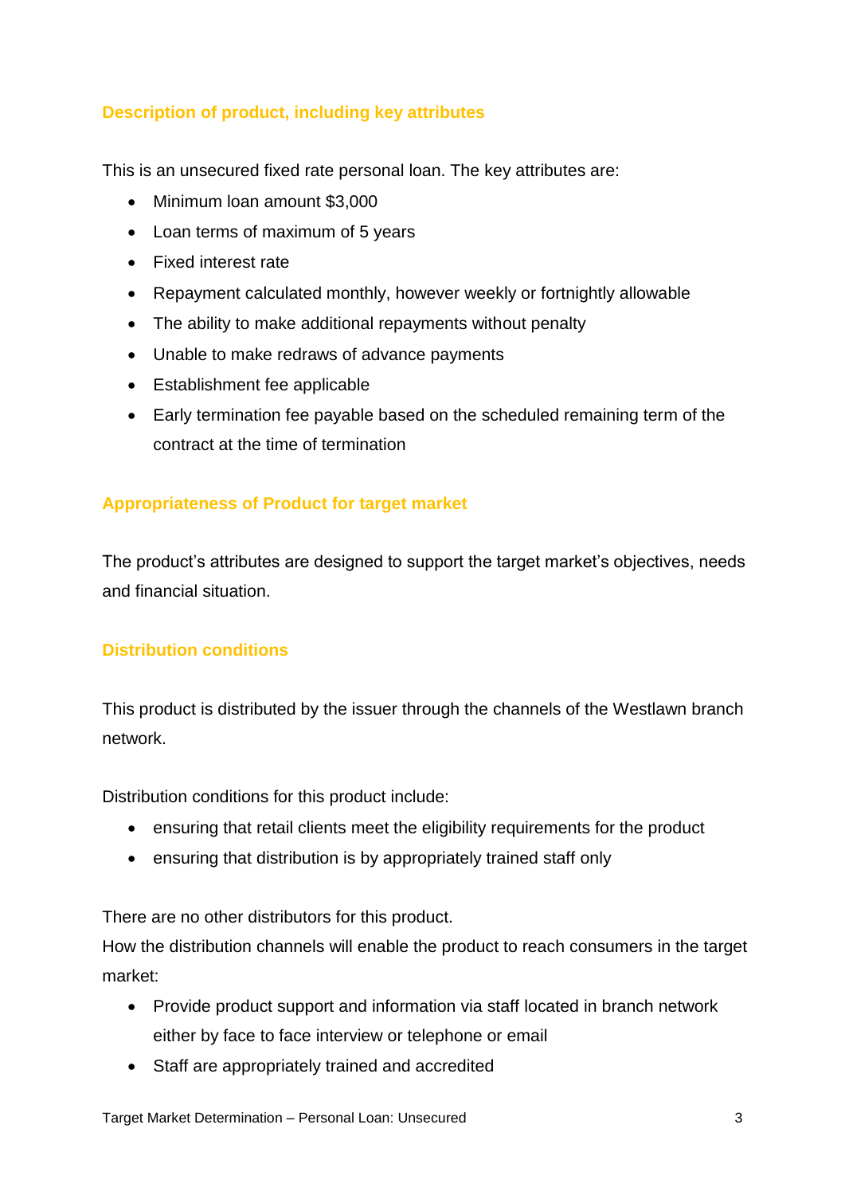## Description of product, including key attributes

This is an unsecured fixed rate personal loan. The key attributes are:

- Minimum loan amount $3,000
- Loan terms of maximum of 5 years
- Fixed interest rate
- Repayment calculated monthly, however weekly or fortnightly allowable
- The ability to make additional repayments without penalty
- Unable to make redraws of advance payments
- Establishment fee applicable
- Early termination fee payable based on the scheduled remaining term of the contract at the time of termination

## Appropriateness of Product for target market

The product's attributes are designed to support the target market's objectives, needs and financial situation.

## Distribution conditions

This product is distributed by the issuer through the channels of the Westlawn branch network.

Distribution conditions for this product include:

- ensuring that retail clients meet the eligibility requirements for the product
- ensuring that distribution is by appropriately trained staff only

There are no other distributors for this product.
How the distribution channels will enable the product to reach consumers in the target market:

- Provide product support and information via staff located in branch network either by face to face interview or telephone or email
- Staff are appropriately trained and accredited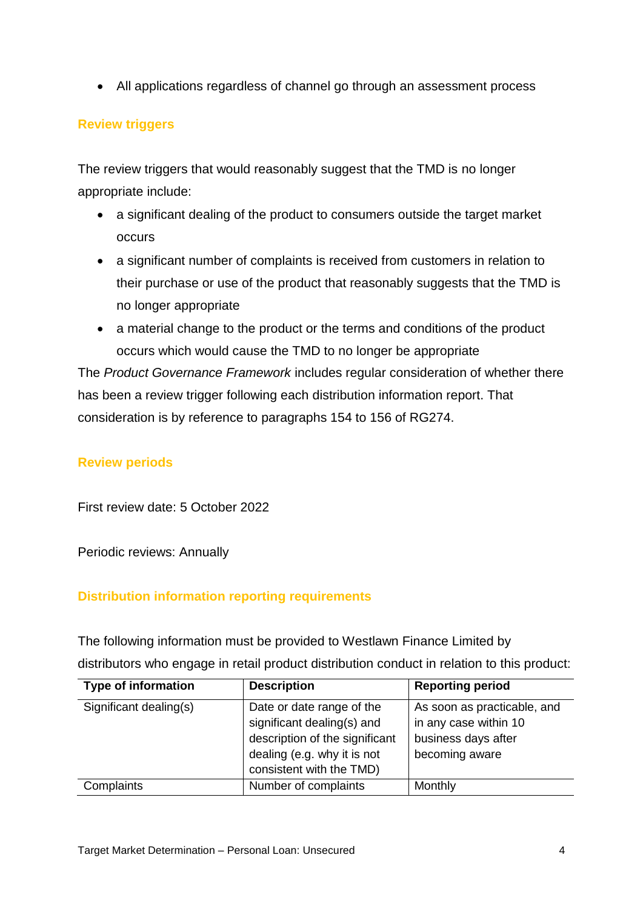- All applications regardless of channel go through an assessment process

## Review triggers

The review triggers that would reasonably suggest that the TMD is no longer appropriate include:

- a significant dealing of the product to consumers outside the target market occurs
- a significant number of complaints is received from customers in relation to their purchase or use of the product that reasonably suggests that the TMD is no longer appropriate
- a material change to the product or the terms and conditions of the product occurs which would cause the TMD to no longer be appropriate

The *Product Governance Framework* includes regular consideration of whether there has been a review trigger following each distribution information report. That consideration is by reference to paragraphs 154 to 156 of RG274.

## Review periods

First review date: 5 October 2022

Periodic reviews: Annually

## Distribution information reporting requirements

The following information must be provided to Westlawn Finance Limited by distributors who engage in retail product distribution conduct in relation to this product:

| Type of information | Description | Reporting period |
| --- | --- | --- |
| Significant dealing(s) | Date or date range of the significant dealing(s) and description of the significant dealing (e.g. why it is not consistent with the TMD) | As soon as practicable, and in any case within 10 business days after becoming aware |
| Complaints | Number of complaints | Monthly |